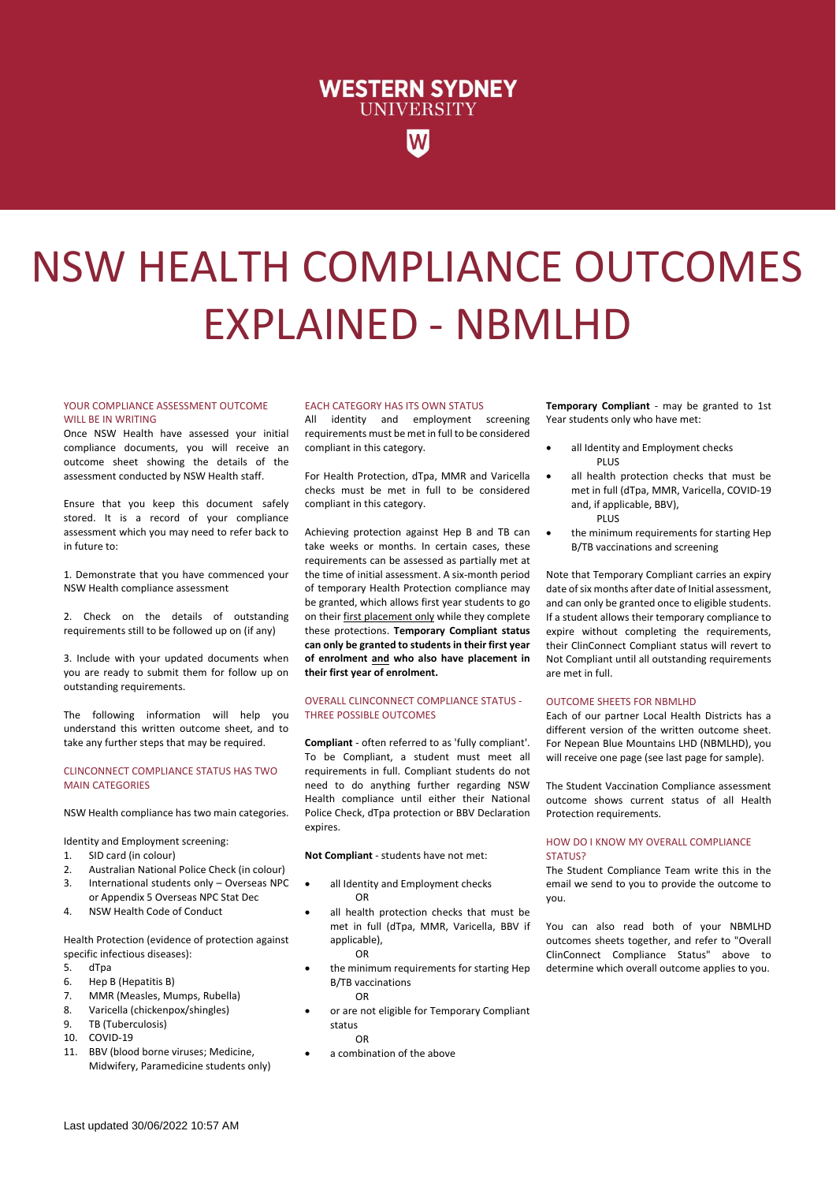WESTERN SYDNEY UNIVERSITY

# NSW HEALTH COMPLIANCE OUTCOMES EXPLAINED - NBMLHD

## YOUR COMPLIANCE ASSESSMENT OUTCOME WILL BE IN WRITING

Once NSW Health have assessed your initial compliance documents, you will receive an outcome sheet showing the details of the assessment conducted by NSW Health staff.

Ensure that you keep this document safely stored. It is a record of your compliance assessment which you may need to refer back to in future to:

1. Demonstrate that you have commenced your NSW Health compliance assessment

2. Check on the details of outstanding requirements still to be followed up on (if any)

3. Include with your updated documents when you are ready to submit them for follow up on outstanding requirements.

The following information will help you understand this written outcome sheet, and to take any further steps that may be required.

## CLINCONNECT COMPLIANCE STATUS HAS TWO MAIN CATEGORIES

NSW Health compliance has two main categories.

Identity and Employment screening:

1. SID card (in colour)
2. Australian National Police Check (in colour)
3. International students only – Overseas NPC or Appendix 5 Overseas NPC Stat Dec
4. NSW Health Code of Conduct

Health Protection (evidence of protection against specific infectious diseases):

5. dTpa
6. Hep B (Hepatitis B)
7. MMR (Measles, Mumps, Rubella)
8. Varicella (chickenpox/shingles)
9. TB (Tuberculosis)
10. COVID-19
11. BBV (blood borne viruses; Medicine, Midwifery, Paramedicine students only)

## EACH CATEGORY HAS ITS OWN STATUS

All identity and employment screening requirements must be met in full to be considered compliant in this category.

For Health Protection, dTpa, MMR and Varicella checks must be met in full to be considered compliant in this category.

Achieving protection against Hep B and TB can take weeks or months. In certain cases, these requirements can be assessed as partially met at the time of initial assessment. A six-month period of temporary Health Protection compliance may be granted, which allows first year students to go on their first placement only while they complete these protections. **Temporary Compliant status can only be granted to students in their first year of enrolment and who also have placement in their first year of enrolment.**

## OVERALL CLINCONNECT COMPLIANCE STATUS - THREE POSSIBLE OUTCOMES

**Compliant** - often referred to as 'fully compliant'. To be Compliant, a student must meet all requirements in full. Compliant students do not need to do anything further regarding NSW Health compliance until either their National Police Check, dTpa protection or BBV Declaration expires.

**Not Compliant** - students have not met:

- all Identity and Employment checks
  OR
- all health protection checks that must be met in full (dTpa, MMR, Varicella, BBV if applicable),
  OR
- the minimum requirements for starting Hep B/TB vaccinations
  OR
- or are not eligible for Temporary Compliant status
  OR
- a combination of the above

**Temporary Compliant** - may be granted to 1st Year students only who have met:

- all Identity and Employment checks
  PLUS
- all health protection checks that must be met in full (dTpa, MMR, Varicella, COVID-19 and, if applicable, BBV),
  PLUS
- the minimum requirements for starting Hep B/TB vaccinations and screening

Note that Temporary Compliant carries an expiry date of six months after date of Initial assessment, and can only be granted once to eligible students. If a student allows their temporary compliance to expire without completing the requirements, their ClinConnect Compliant status will revert to Not Compliant until all outstanding requirements are met in full.

## OUTCOME SHEETS FOR NBMLHD

Each of our partner Local Health Districts has a different version of the written outcome sheet. For Nepean Blue Mountains LHD (NBMLHD), you will receive one page (see last page for sample).

The Student Vaccination Compliance assessment outcome shows current status of all Health Protection requirements.

## HOW DO I KNOW MY OVERALL COMPLIANCE STATUS?

The Student Compliance Team write this in the email we send to you to provide the outcome to you.

You can also read both of your NBMLHD outcomes sheets together, and refer to "Overall ClinConnect Compliance Status" above to determine which overall outcome applies to you.

Last updated 30/06/2022 10:57 AM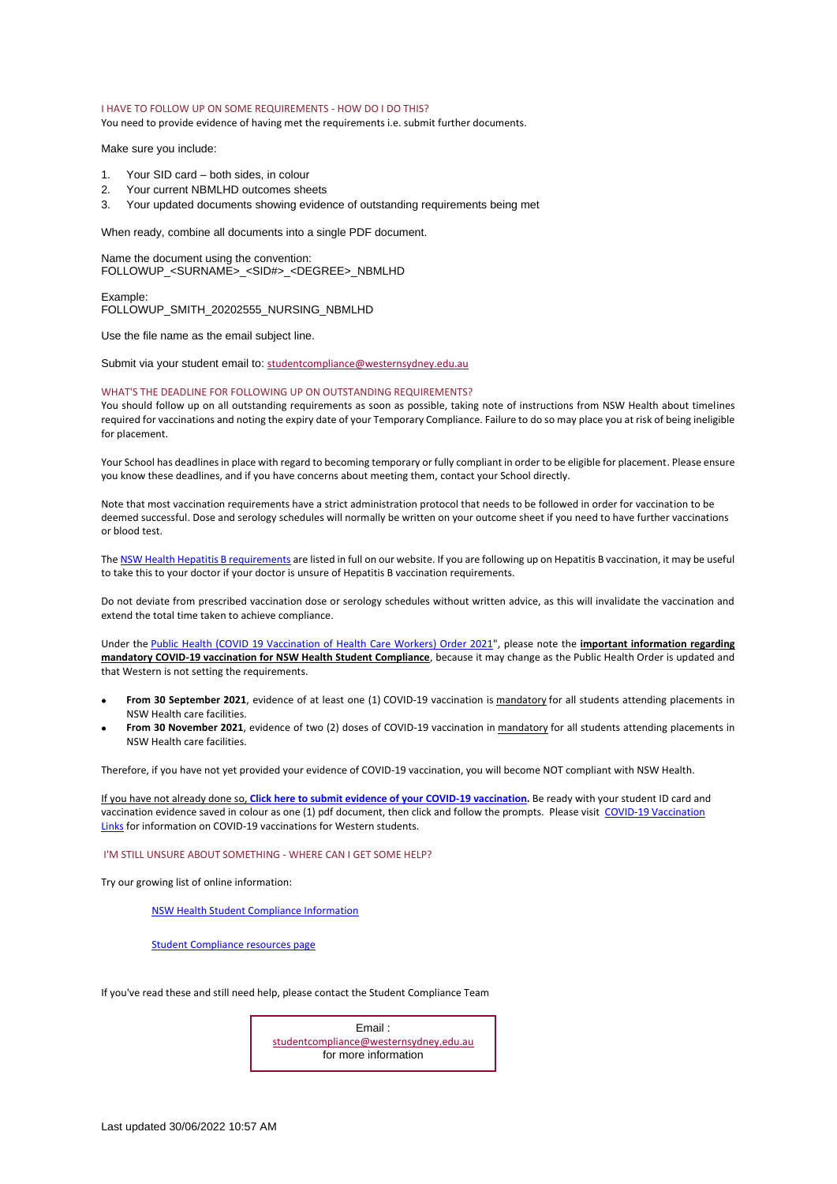### I HAVE TO FOLLOW UP ON SOME REQUIREMENTS - HOW DO I DO THIS?

You need to provide evidence of having met the requirements i.e. submit further documents.

Make sure you include:

1. Your SID card – both sides, in colour
2. Your current NBMLHD outcomes sheets
3. Your updated documents showing evidence of outstanding requirements being met

When ready, combine all documents into a single PDF document.

Name the document using the convention:
FOLLOWUP_<SURNAME>_<SID#>_<DEGREE>_NBMLHD

Example:
FOLLOWUP_SMITH_20202555_NURSING_NBMLHD

Use the file name as the email subject line.

Submit via your student email to: studentcompliance@westernsydney.edu.au

### WHAT'S THE DEADLINE FOR FOLLOWING UP ON OUTSTANDING REQUIREMENTS?

You should follow up on all outstanding requirements as soon as possible, taking note of instructions from NSW Health about timelines required for vaccinations and noting the expiry date of your Temporary Compliance. Failure to do so may place you at risk of being ineligible for placement.

Your School has deadlines in place with regard to becoming temporary or fully compliant in order to be eligible for placement. Please ensure you know these deadlines, and if you have concerns about meeting them, contact your School directly.

Note that most vaccination requirements have a strict administration protocol that needs to be followed in order for vaccination to be deemed successful. Dose and serology schedules will normally be written on your outcome sheet if you need to have further vaccinations or blood test.

The NSW Health Hepatitis B requirements are listed in full on our website. If you are following up on Hepatitis B vaccination, it may be useful to take this to your doctor if your doctor is unsure of Hepatitis B vaccination requirements.

Do not deviate from prescribed vaccination dose or serology schedules without written advice, as this will invalidate the vaccination and extend the total time taken to achieve compliance.

Under the Public Health (COVID 19 Vaccination of Health Care Workers) Order 2021", please note the **important information regarding mandatory COVID-19 vaccination for NSW Health Student Compliance**, because it may change as the Public Health Order is updated and that Western is not setting the requirements.

- **From 30 September 2021**, evidence of at least one (1) COVID-19 vaccination is mandatory for all students attending placements in NSW Health care facilities.
- **From 30 November 2021**, evidence of two (2) doses of COVID-19 vaccination in mandatory for all students attending placements in NSW Health care facilities.

Therefore, if you have not yet provided your evidence of COVID-19 vaccination, you will become NOT compliant with NSW Health.

If you have not already done so, **Click here to submit evidence of your COVID-19 vaccination.** Be ready with your student ID card and vaccination evidence saved in colour as one (1) pdf document, then click and follow the prompts. Please visit COVID-19 Vaccination Links for information on COVID-19 vaccinations for Western students.

### I'M STILL UNSURE ABOUT SOMETHING - WHERE CAN I GET SOME HELP?

Try our growing list of online information:

NSW Health Student Compliance Information

Student Compliance resources page

If you've read these and still need help, please contact the Student Compliance Team

Email :
studentcompliance@westernsydney.edu.au
for more information

Last updated 30/06/2022 10:57 AM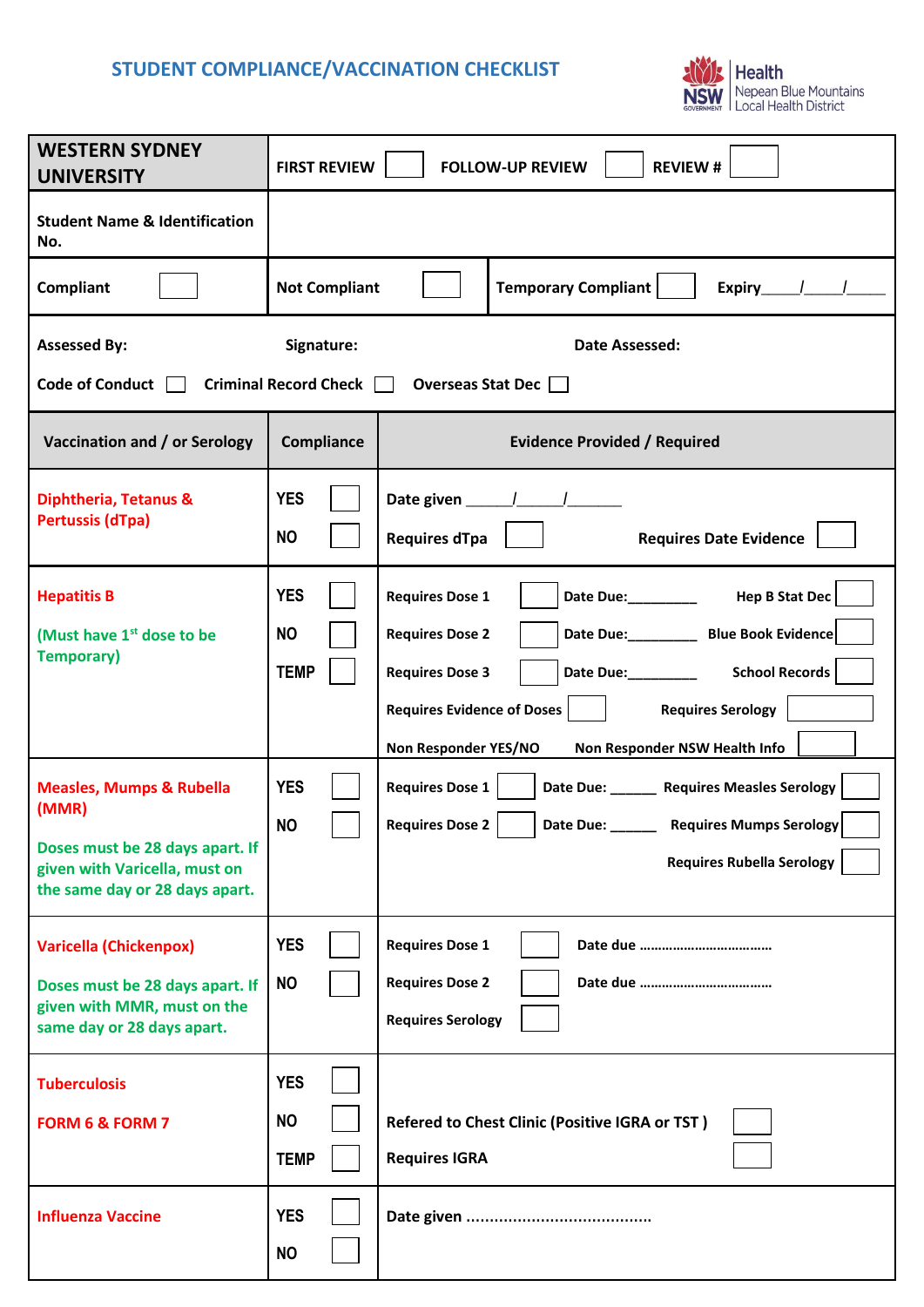## STUDENT COMPLIANCE/VACCINATION CHECKLIST

Health
Nepean Blue Mountains
Local Health District

| | | |
|---|---|---|
| **WESTERN SYDNEY UNIVERSITY** | **FIRST REVIEW** ☐ **FOLLOW-UP REVIEW** ☐ **REVIEW #** ☐ | |
| **Student Name & Identification No.** | | |
| **Compliant** ☐ | **Not Compliant** ☐ | **Temporary Compliant** ☐ **Expiry**\_\_\_\_/\_\_\_\_/\_\_\_\_ |

**Assessed By:** **Signature:** **Date Assessed:**

**Code of Conduct** ☐ **Criminal Record Check** ☐ **Overseas Stat Dec** ☐

| Vaccination and / or Serology | Compliance | Evidence Provided / Required |
|---|---|---|
| **Diphtheria, Tetanus & Pertussis (dTpa)** | **YES** ☐<br>**NO** ☐ | **Date given** \_\_\_\_\_/\_\_\_\_\_/\_\_\_\_\_\_<br>**Requires dTpa** ☐ **Requires Date Evidence** ☐ |
| **Hepatitis B**<br>**(Must have 1st dose to be Temporary)** | **YES** ☐<br>**NO** ☐<br>**TEMP** ☐ | **Requires Dose 1** ☐ **Date Due:**\_\_\_\_\_\_\_\_\_ **Hep B Stat Dec** ☐<br>**Requires Dose 2** ☐ **Date Due:**\_\_\_\_\_\_\_\_\_ **Blue Book Evidence** ☐<br>**Requires Dose 3** ☐ **Date Due:**\_\_\_\_\_\_\_\_\_ **School Records** ☐<br>**Requires Evidence of Doses** ☐ **Requires Serology** ☐<br>**Non Responder YES/NO** **Non Responder NSW Health Info** ☐ |
| **Measles, Mumps & Rubella (MMR)**<br>**Doses must be 28 days apart. If given with Varicella, must on the same day or 28 days apart.** | **YES** ☐<br>**NO** ☐ | **Requires Dose 1** ☐ **Date Due:** \_\_\_\_\_\_ **Requires Measles Serology** ☐<br>**Requires Dose 2** ☐ **Date Due:** \_\_\_\_\_\_ **Requires Mumps Serology** ☐<br>**Requires Rubella Serology** ☐ |
| **Varicella (Chickenpox)**<br>**Doses must be 28 days apart. If given with MMR, must on the same day or 28 days apart.** | **YES** ☐<br>**NO** ☐ | **Requires Dose 1** ☐ **Date due** ………………………………<br>**Requires Dose 2** ☐ **Date due** ………………………………<br>**Requires Serology** ☐ |
| **Tuberculosis**<br>**FORM 6 & FORM 7** | **YES** ☐<br>**NO** ☐<br>**TEMP** ☐ | **Refered to Chest Clinic (Positive IGRA or TST )** ☐<br>**Requires IGRA** ☐ |
| **Influenza Vaccine** | **YES** ☐<br>**NO** ☐ | **Date given** ……………………………………. |